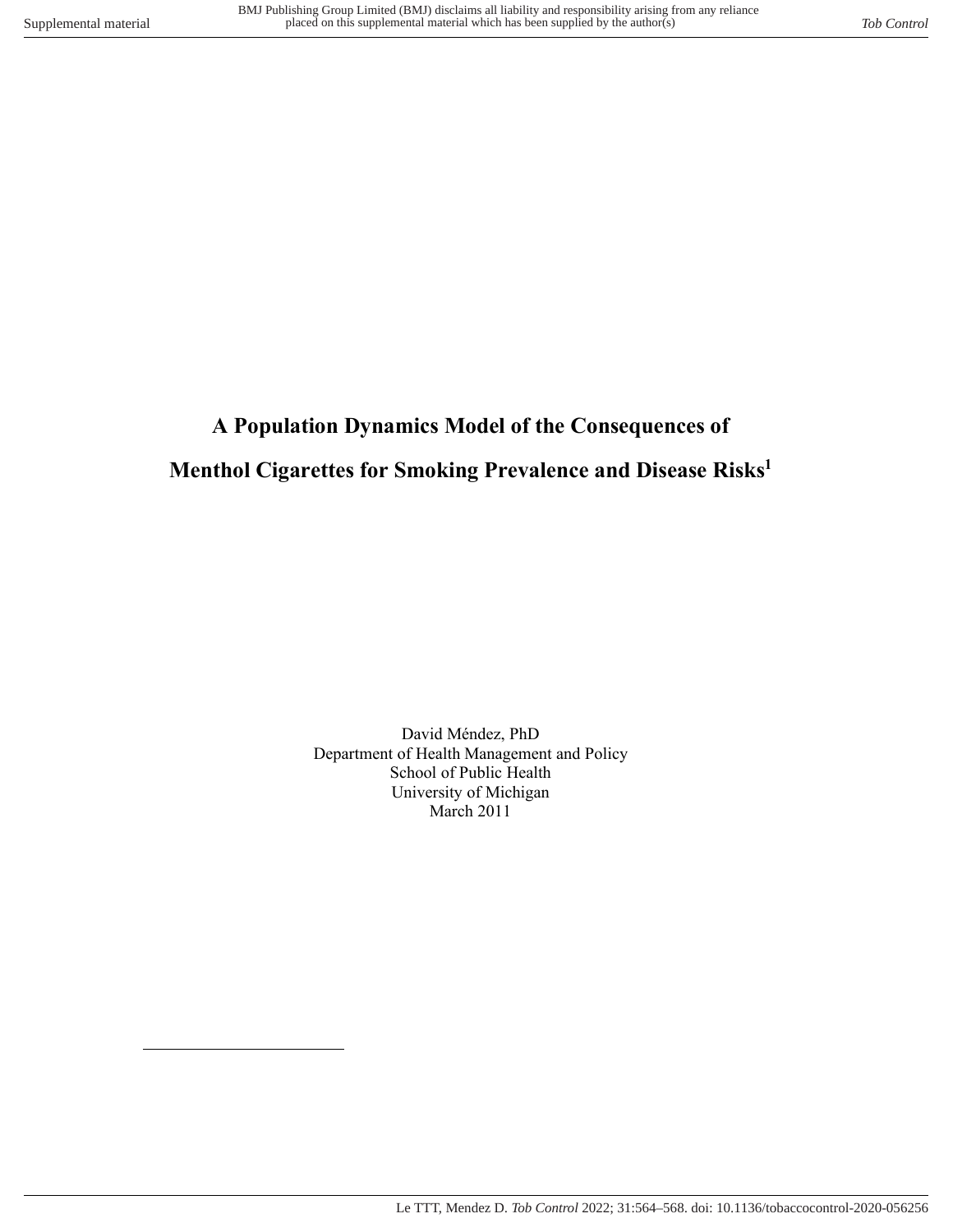# A Population Dynamics Model of the Consequences of Menthol Cigarettes for Smoking Prevalence and Disease Risks[1]

David Méndez, PhD
Department of Health Management and Policy
School of Public Health
University of Michigan
March 2011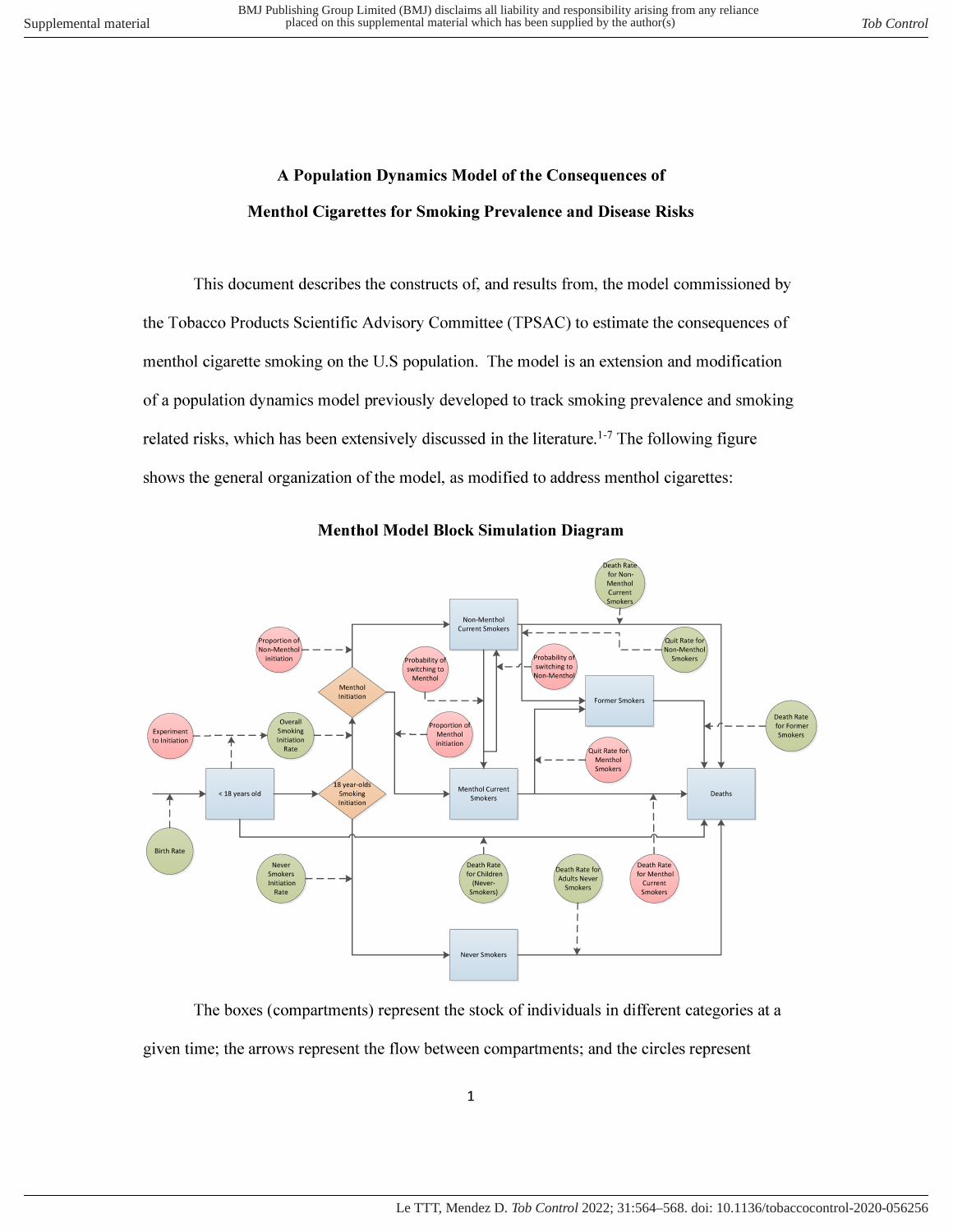# A Population Dynamics Model of the Consequences of Menthol Cigarettes for Smoking Prevalence and Disease Risks

This document describes the constructs of, and results from, the model commissioned by the Tobacco Products Scientific Advisory Committee (TPSAC) to estimate the consequences of menthol cigarette smoking on the U.S population. The model is an extension and modification of a population dynamics model previously developed to track smoking prevalence and smoking related risks, which has been extensively discussed in the literature.[1-7] The following figure shows the general organization of the model, as modified to address menthol cigarettes:

**Menthol Model Block Simulation Diagram**

The boxes (compartments) represent the stock of individuals in different categories at a given time; the arrows represent the flow between compartments; and the circles represent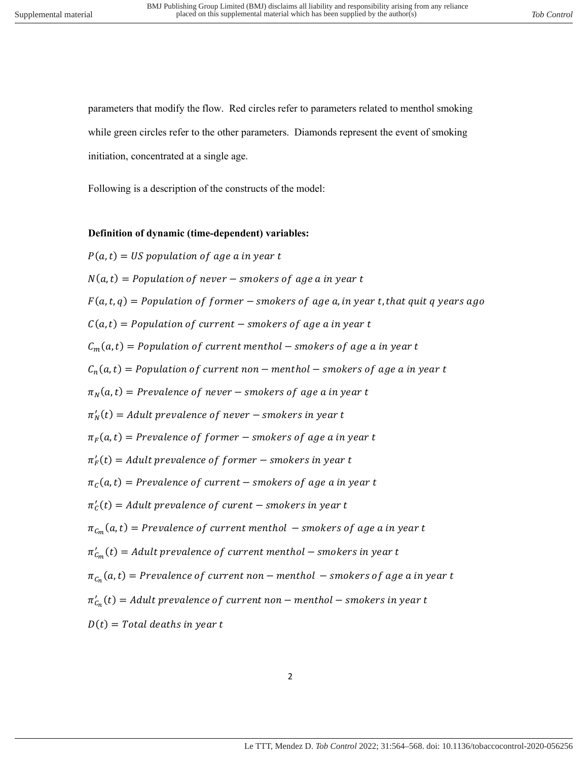parameters that modify the flow. Red circles refer to parameters related to menthol smoking while green circles refer to the other parameters. Diamonds represent the event of smoking initiation, concentrated at a single age.

Following is a description of the constructs of the model:

**Definition of dynamic (time-dependent) variables:**

$P(a,t) = US\ population\ of\ age\ a\ in\ year\ t$

$N(a,t) = Population\ of\ never - smokers\ of\ age\ a\ in\ year\ t$

$F(a,t,q) = Population\ of\ former - smokers\ of\ age\ a, in\ year\ t, that\ quit\ q\ years\ ago$

$C(a,t) = Population\ of\ current - smokers\ of\ age\ a\ in\ year\ t$

$C_m(a,t) = Population\ of\ current\ menthol - smokers\ of\ age\ a\ in\ year\ t$

$C_n(a,t) = Population\ of\ current\ non - menthol - smokers\ of\ age\ a\ in\ year\ t$

$\pi_N(a,t) = Prevalence\ of\ never - smokers\ of\ age\ a\ in\ year\ t$

$\pi'_N(t) = Adult\ prevalence\ of\ never - smokers\ in\ year\ t$

$\pi_F(a,t) = Prevalence\ of\ former - smokers\ of\ age\ a\ in\ year\ t$

$\pi'_F(t) = Adult\ prevalence\ of\ former - smokers\ in\ year\ t$

$\pi_C(a,t) = Prevalence\ of\ current - smokers\ of\ age\ a\ in\ year\ t$

$\pi'_C(t) = Adult\ prevalence\ of\ curent - smokers\ in\ year\ t$

$\pi_{C_m}(a,t) = Prevalence\ of\ current\ menthol\ - smokers\ of\ age\ a\ in\ year\ t$

$\pi'_{C_m}(t) = Adult\ prevalence\ of\ current\ menthol - smokers\ in\ year\ t$

$\pi_{C_n}(a,t) = Prevalence\ of\ current\ non - menthol\ - smokers\ of\ age\ a\ in\ year\ t$

$\pi'_{C_n}(t) = Adult\ prevalence\ of\ current\ non - menthol - smokers\ in\ year\ t$

$D(t) = Total\ deaths\ in\ year\ t$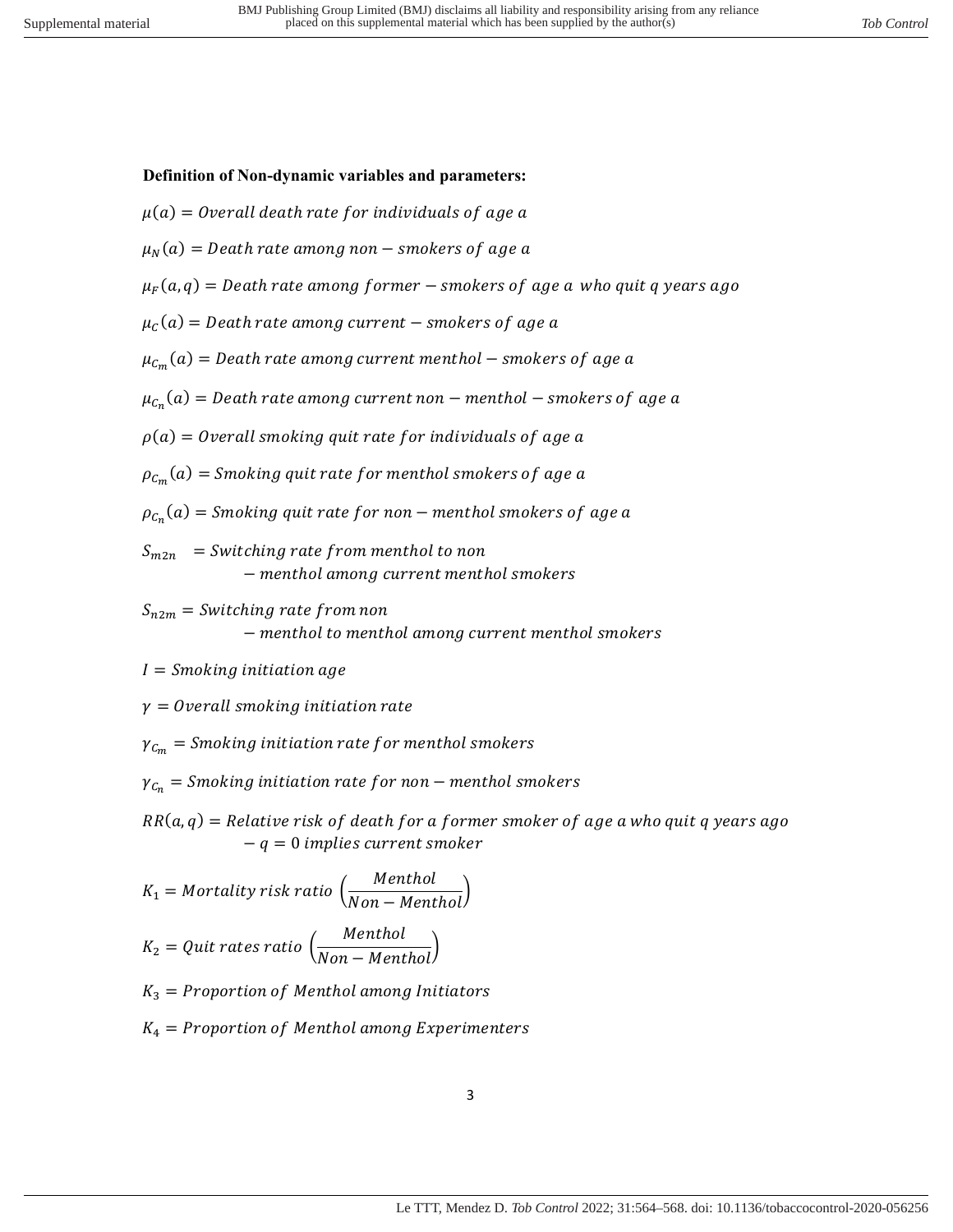**Definition of Non-dynamic variables and parameters:**

$\mu(a) = Overall\ death\ rate\ for\ individuals\ of\ age\ a$

$\mu_N(a) = Death\ rate\ among\ non-smokers\ of\ age\ a$

$\mu_F(a,q) = Death\ rate\ among\ former-smokers\ of\ age\ a\ who\ quit\ q\ years\ ago$

$\mu_C(a) = Death\ rate\ among\ current-smokers\ of\ age\ a$

$\mu_{C_m}(a) = Death\ rate\ among\ current\ menthol-smokers\ of\ age\ a$

$\mu_{C_n}(a) = Death\ rate\ among\ current\ non-menthol-smokers\ of\ age\ a$

$\rho(a) = Overall\ smoking\ quit\ rate\ for\ individuals\ of\ age\ a$

$\rho_{C_m}(a) = Smoking\ quit\ rate\ for\ menthol\ smokers\ of\ age\ a$

$\rho_{C_n}(a) = Smoking\ quit\ rate\ for\ non-menthol\ smokers\ of\ age\ a$

$S_{m2n} = Switching\ rate\ from\ menthol\ to\ non-menthol\ among\ current\ menthol\ smokers$

$S_{n2m} = Switching\ rate\ from\ non-menthol\ to\ menthol\ among\ current\ menthol\ smokers$

$I = Smoking\ initiation\ age$

$\gamma = Overall\ smoking\ initiation\ rate$

$\gamma_{C_m} = Smoking\ initiation\ rate\ for\ menthol\ smokers$

$\gamma_{C_n} = Smoking\ initiation\ rate\ for\ non-menthol\ smokers$

$RR(a,q) = Relative\ risk\ of\ death\ for\ a\ former\ smoker\ of\ age\ a\ who\ quit\ q\ years\ ago - q = 0\ implies\ current\ smoker$

$K_1 = Mortality\ risk\ ratio\ \left(\frac{Menthol}{Non-Menthol}\right)$

$K_2 = Quit\ rates\ ratio\ \left(\frac{Menthol}{Non-Menthol}\right)$

$K_3 = Proportion\ of\ Menthol\ among\ Initiators$

$K_4 = Proportion\ of\ Menthol\ among\ Experimenters$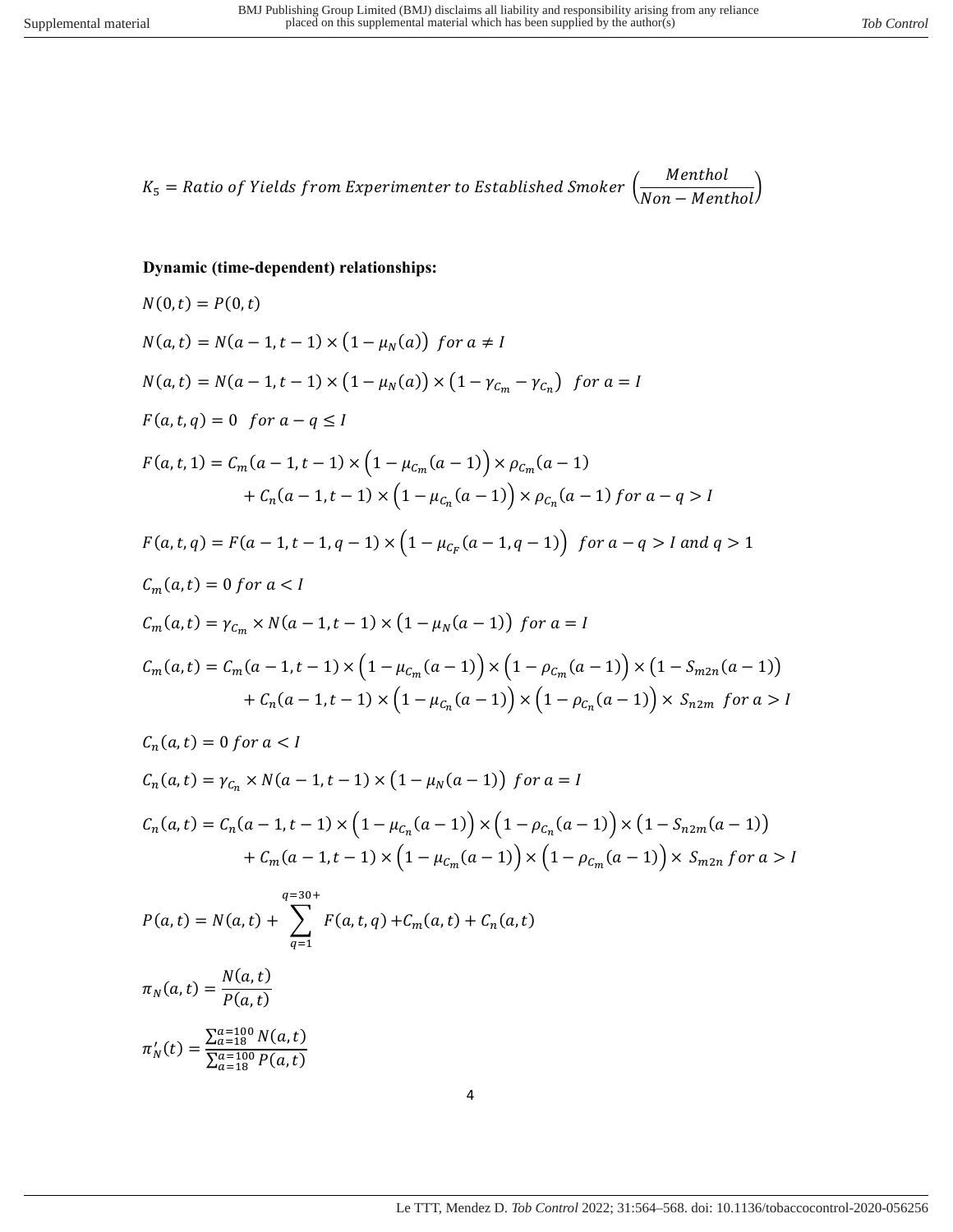$$K_5 = Ratio\ of\ Yields\ from\ Experimenter\ to\ Established\ Smoker\ \left(\frac{Menthol}{Non-Menthol}\right)$$

**Dynamic (time-dependent) relationships:**

$$N(0,t) = P(0,t)$$

$$N(a,t) = N(a-1,t-1) \times \left(1-\mu_N(a)\right)\ \ for\ a \neq I$$

$$N(a,t) = N(a-1,t-1) \times \left(1-\mu_N(a)\right) \times \left(1-\gamma_{C_m}-\gamma_{C_n}\right)\ \ for\ a = I$$

$$F(a,t,q) = 0\ \ for\ a-q \leq I$$

$$F(a,t,1) = C_m(a-1,t-1) \times \left(1-\mu_{C_m}(a-1)\right) \times \rho_{C_m}(a-1) + C_n(a-1,t-1) \times \left(1-\mu_{C_n}(a-1)\right) \times \rho_{C_n}(a-1)\ for\ a-q > I$$

$$F(a,t,q) = F(a-1,t-1,q-1) \times \left(1-\mu_{C_F}(a-1,q-1)\right)\ \ for\ a-q > I\ and\ q > 1$$

$$C_m(a,t) = 0\ for\ a < I$$

$$C_m(a,t) = \gamma_{C_m} \times N(a-1,t-1) \times \left(1-\mu_N(a-1)\right)\ for\ a = I$$

$$C_m(a,t) = C_m(a-1,t-1) \times \left(1-\mu_{C_m}(a-1)\right) \times \left(1-\rho_{C_m}(a-1)\right) \times \left(1-S_{m2n}(a-1)\right) + C_n(a-1,t-1) \times \left(1-\mu_{C_n}(a-1)\right) \times \left(1-\rho_{C_n}(a-1)\right) \times S_{n2m}\ \ for\ a > I$$

$$C_n(a,t) = 0\ for\ a < I$$

$$C_n(a,t) = \gamma_{C_n} \times N(a-1,t-1) \times \left(1-\mu_N(a-1)\right)\ for\ a = I$$

$$C_n(a,t) = C_n(a-1,t-1) \times \left(1-\mu_{C_n}(a-1)\right) \times \left(1-\rho_{C_n}(a-1)\right) \times \left(1-S_{n2m}(a-1)\right) + C_m(a-1,t-1) \times \left(1-\mu_{C_m}(a-1)\right) \times \left(1-\rho_{C_m}(a-1)\right) \times S_{m2n}\ for\ a > I$$

$$P(a,t) = N(a,t) + \sum_{q=1}^{q=30+} F(a,t,q) + C_m(a,t) + C_n(a,t)$$

$$\pi_N(a,t) = \frac{N(a,t)}{P(a,t)}$$

$$\pi'_N(t) = \frac{\sum_{a=18}^{a=100} N(a,t)}{\sum_{a=18}^{a=100} P(a,t)}$$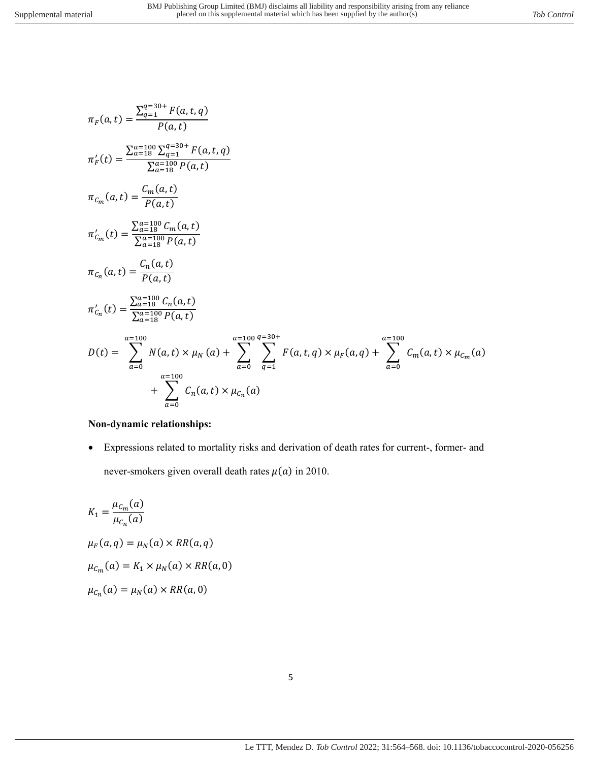$$\pi_F(a,t) = \frac{\sum_{q=1}^{q=30+} F(a,t,q)}{P(a,t)}$$

$$\pi'_F(t) = \frac{\sum_{a=18}^{a=100} \sum_{q=1}^{q=30+} F(a,t,q)}{\sum_{a=18}^{a=100} P(a,t)}$$

$$\pi_{C_m}(a,t) = \frac{C_m(a,t)}{P(a,t)}$$

$$\pi'_{C_m}(t) = \frac{\sum_{a=18}^{a=100} C_m(a,t)}{\sum_{a=18}^{a=100} P(a,t)}$$

$$\pi_{C_n}(a,t) = \frac{C_n(a,t)}{P(a,t)}$$

$$\pi'_{C_n}(t) = \frac{\sum_{a=18}^{a=100} C_n(a,t)}{\sum_{a=18}^{a=100} P(a,t)}$$

$$D(t) = \sum_{a=0}^{a=100} N(a,t) \times \mu_N(a) + \sum_{a=0}^{a=100} \sum_{q=1}^{q=30+} F(a,t,q) \times \mu_F(a,q) + \sum_{a=0}^{a=100} C_m(a,t) \times \mu_{C_m}(a) + \sum_{a=0}^{a=100} C_n(a,t) \times \mu_{C_n}(a)$$

**Non-dynamic relationships:**

- Expressions related to mortality risks and derivation of death rates for current-, former- and never-smokers given overall death rates $\mu(a)$ in 2010.

$$K_1 = \frac{\mu_{C_m}(a)}{\mu_{C_n}(a)}$$

$$\mu_F(a,q) = \mu_N(a) \times RR(a,q)$$

$$\mu_{C_m}(a) = K_1 \times \mu_N(a) \times RR(a,0)$$

$$\mu_{C_n}(a) = \mu_N(a) \times RR(a,0)$$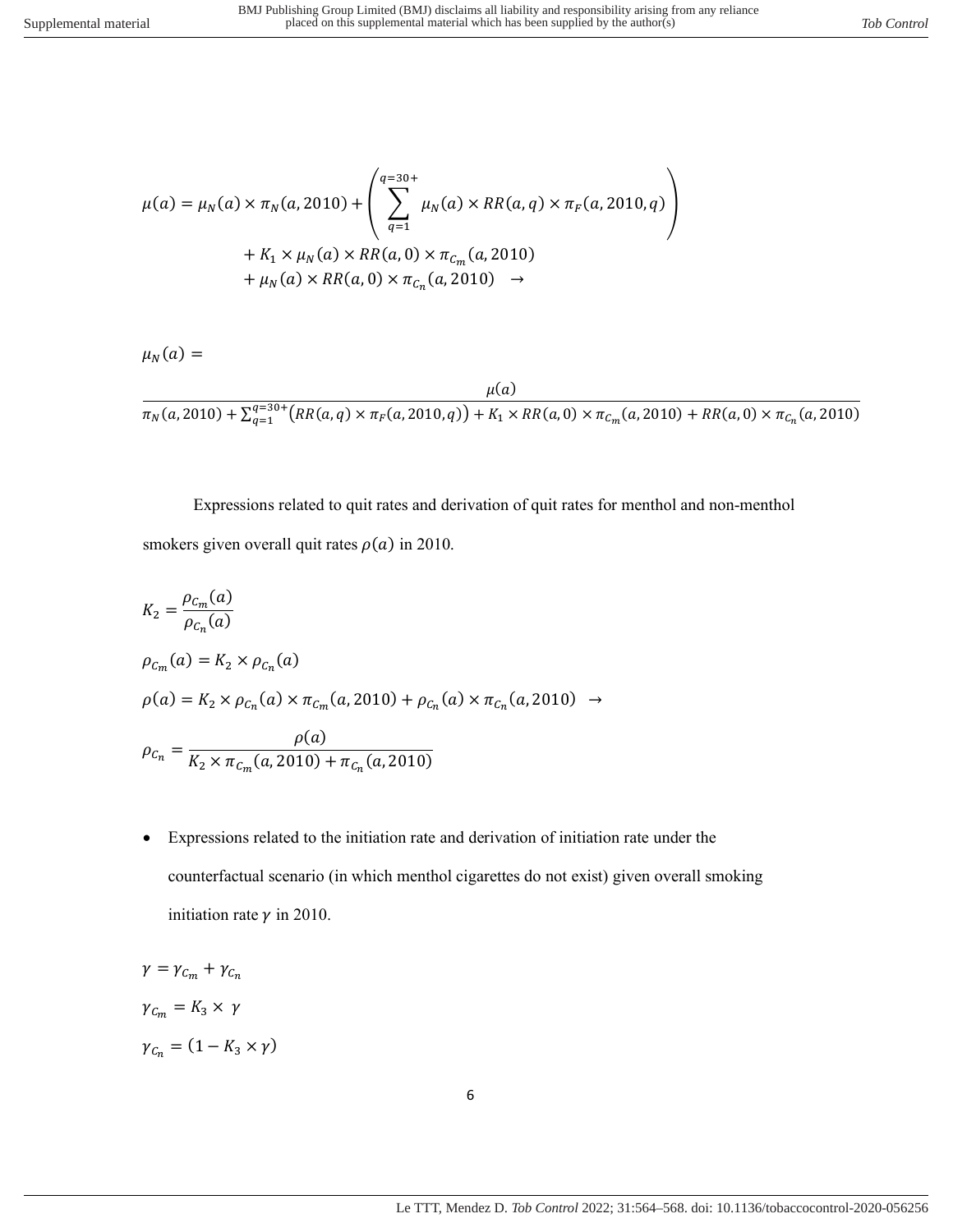$$\mu(a) = \mu_N(a) \times \pi_N(a, 2010) + \left( \sum_{q=1}^{q=30+} \mu_N(a) \times RR(a,q) \times \pi_F(a, 2010, q) \right) + K_1 \times \mu_N(a) \times RR(a, 0) \times \pi_{C_m}(a, 2010) + \mu_N(a) \times RR(a, 0) \times \pi_{C_n}(a, 2010) \quad \rightarrow$$

$$\mu_N(a) = \frac{\mu(a)}{\pi_N(a, 2010) + \sum_{q=1}^{q=30+} \left( RR(a,q) \times \pi_F(a, 2010, q) \right) + K_1 \times RR(a, 0) \times \pi_{C_m}(a, 2010) + RR(a, 0) \times \pi_{C_n}(a, 2010)}$$

Expressions related to quit rates and derivation of quit rates for menthol and non-menthol smokers given overall quit rates $\rho(a)$ in 2010.

$$K_2 = \frac{\rho_{C_m}(a)}{\rho_{C_n}(a)}$$

$$\rho_{C_m}(a) = K_2 \times \rho_{C_n}(a)$$

$$\rho(a) = K_2 \times \rho_{C_n}(a) \times \pi_{C_m}(a, 2010) + \rho_{C_n}(a) \times \pi_{C_n}(a, 2010) \quad \rightarrow$$

$$\rho_{C_n} = \frac{\rho(a)}{K_2 \times \pi_{C_m}(a, 2010) + \pi_{C_n}(a, 2010)}$$

- Expressions related to the initiation rate and derivation of initiation rate under the counterfactual scenario (in which menthol cigarettes do not exist) given overall smoking initiation rate $\gamma$ in 2010.

$$\gamma = \gamma_{C_m} + \gamma_{C_n}$$

$$\gamma_{C_m} = K_3 \times \gamma$$

$$\gamma_{C_n} = (1 - K_3 \times \gamma)$$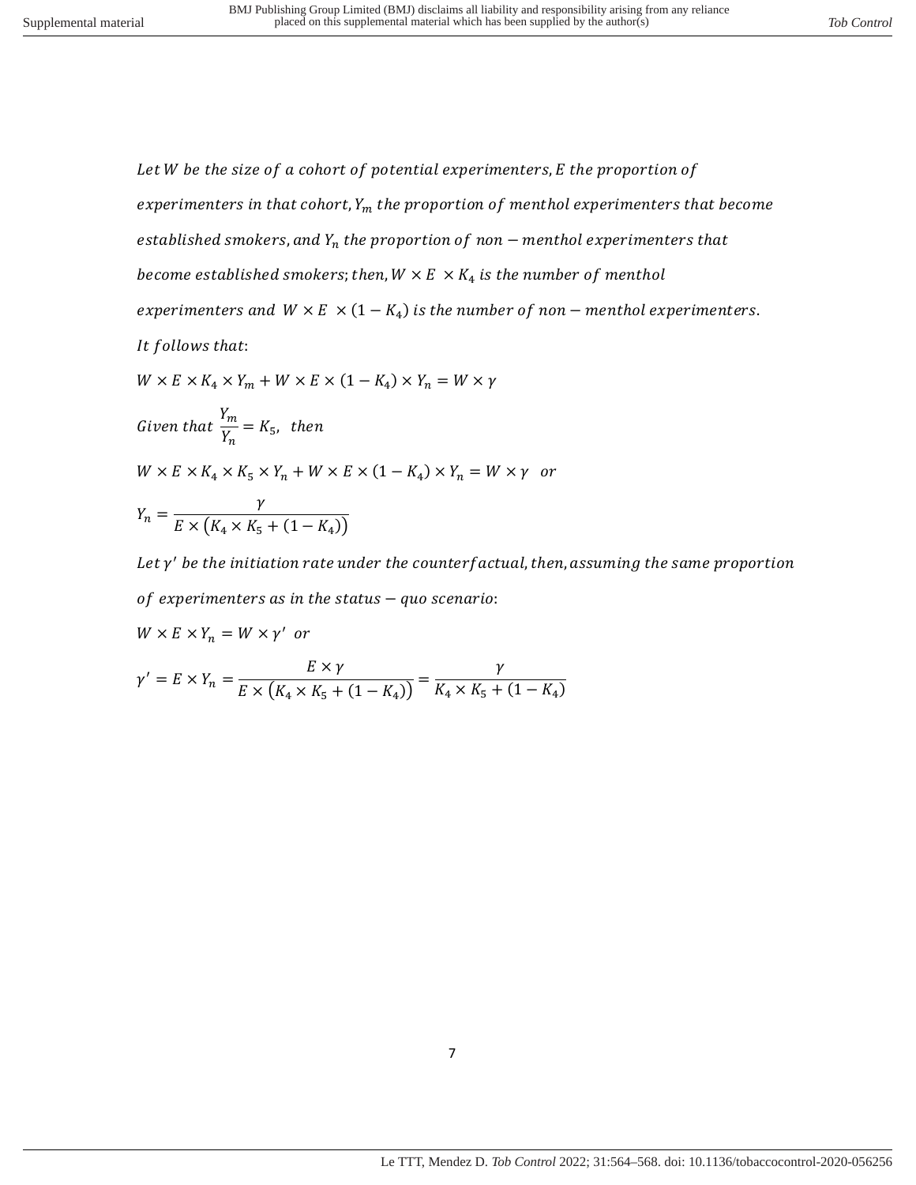Let $W$ be the size of a cohort of potential experimenters, $E$ the proportion of experimenters in that cohort, $Y_m$ the proportion of menthol experimenters that become established smokers, and $Y_n$ the proportion of non − menthol experimenters that become established smokers; then, $W \times E \times K_4$ is the number of menthol experimenters and $W \times E \times (1 - K_4)$ is the number of non − menthol experimenters.

It follows that:

$$W \times E \times K_4 \times Y_m + W \times E \times (1 - K_4) \times Y_n = W \times \gamma$$

Given that $\frac{Y_m}{Y_n} = K_5$, then

$$W \times E \times K_4 \times K_5 \times Y_n + W \times E \times (1 - K_4) \times Y_n = W \times \gamma \quad or$$

$$Y_n = \frac{\gamma}{E \times \left(K_4 \times K_5 + (1 - K_4)\right)}$$

Let $\gamma'$ be the initiation rate under the counterfactual, then, assuming the same proportion of experimenters as in the status − quo scenario:

$$W \times E \times Y_n = W \times \gamma' \quad or$$

$$\gamma' = E \times Y_n = \frac{E \times \gamma}{E \times \left(K_4 \times K_5 + (1 - K_4)\right)} = \frac{\gamma}{K_4 \times K_5 + (1 - K_4)}$$